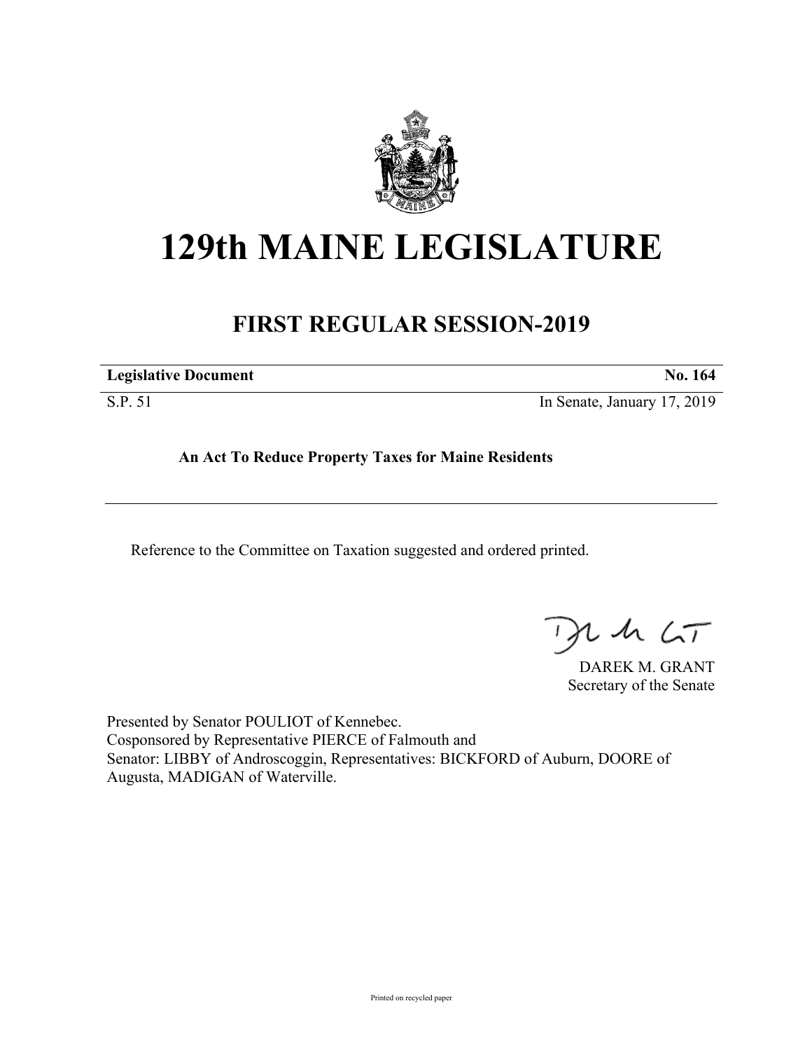# 129th MAINE LEGISLATURE

## FIRST REGULAR SESSION-2019

| **Legislative Document** | **No. 164** |
| --- | --- |
| S.P. 51 | In Senate, January 17, 2019 |

**An Act To Reduce Property Taxes for Maine Residents**

Reference to the Committee on Taxation suggested and ordered printed.

DAREK M. GRANT
Secretary of the Senate

Presented by Senator POULIOT of Kennebec.
Cosponsored by Representative PIERCE of Falmouth and
Senator: LIBBY of Androscoggin, Representatives: BICKFORD of Auburn, DOORE of Augusta, MADIGAN of Waterville.

Printed on recycled paper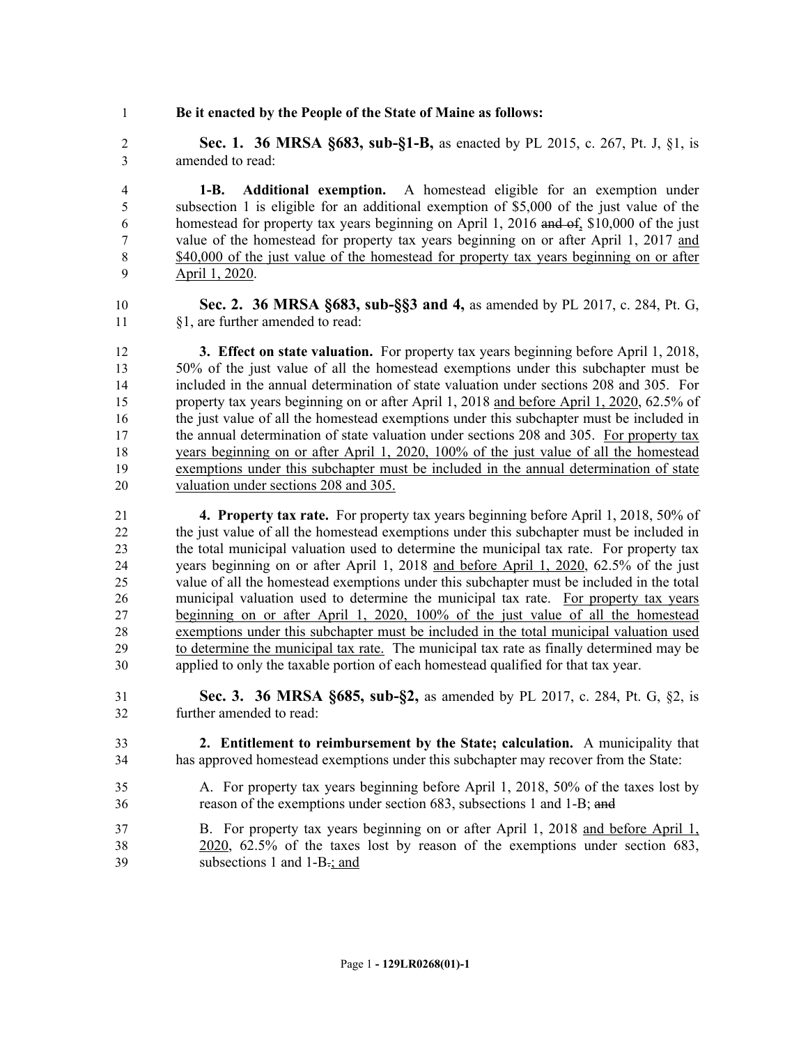**Be it enacted by the People of the State of Maine as follows:**

**Sec. 1. 36 MRSA §683, sub-§1-B,** as enacted by PL 2015, c. 267, Pt. J, §1, is amended to read:

**1-B. Additional exemption.** A homestead eligible for an exemption under subsection 1 is eligible for an additional exemption of $5,000 of the just value of the homestead for property tax years beginning on April 1, 2016 ~~and of~~, $10,000 of the just value of the homestead for property tax years beginning on or after April 1, 2017 and $40,000 of the just value of the homestead for property tax years beginning on or after April 1, 2020.

**Sec. 2. 36 MRSA §683, sub-§§3 and 4,** as amended by PL 2017, c. 284, Pt. G, §1, are further amended to read:

**3. Effect on state valuation.** For property tax years beginning before April 1, 2018, 50% of the just value of all the homestead exemptions under this subchapter must be included in the annual determination of state valuation under sections 208 and 305. For property tax years beginning on or after April 1, 2018 and before April 1, 2020, 62.5% of the just value of all the homestead exemptions under this subchapter must be included in the annual determination of state valuation under sections 208 and 305. For property tax years beginning on or after April 1, 2020, 100% of the just value of all the homestead exemptions under this subchapter must be included in the annual determination of state valuation under sections 208 and 305.

**4. Property tax rate.** For property tax years beginning before April 1, 2018, 50% of the just value of all the homestead exemptions under this subchapter must be included in the total municipal valuation used to determine the municipal tax rate. For property tax years beginning on or after April 1, 2018 and before April 1, 2020, 62.5% of the just value of all the homestead exemptions under this subchapter must be included in the total municipal valuation used to determine the municipal tax rate. For property tax years beginning on or after April 1, 2020, 100% of the just value of all the homestead exemptions under this subchapter must be included in the total municipal valuation used to determine the municipal tax rate. The municipal tax rate as finally determined may be applied to only the taxable portion of each homestead qualified for that tax year.

**Sec. 3. 36 MRSA §685, sub-§2,** as amended by PL 2017, c. 284, Pt. G, §2, is further amended to read:

**2. Entitlement to reimbursement by the State; calculation.** A municipality that has approved homestead exemptions under this subchapter may recover from the State:

A. For property tax years beginning before April 1, 2018, 50% of the taxes lost by reason of the exemptions under section 683, subsections 1 and 1-B; ~~and~~

B. For property tax years beginning on or after April 1, 2018 and before April 1, 2020, 62.5% of the taxes lost by reason of the exemptions under section 683, subsections 1 and 1-B~~.~~; and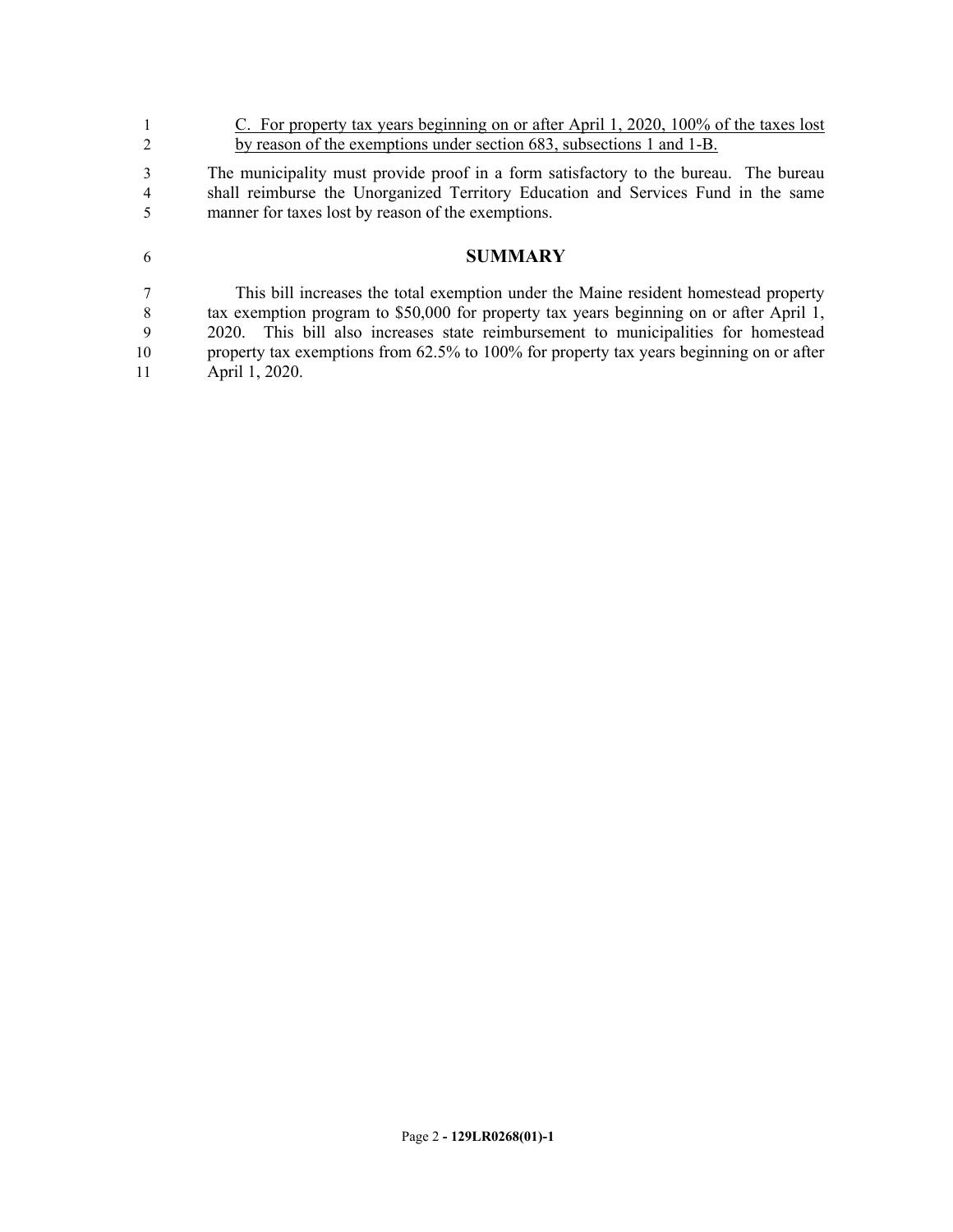C. For property tax years beginning on or after April 1, 2020, 100% of the taxes lost by reason of the exemptions under section 683, subsections 1 and 1-B.

The municipality must provide proof in a form satisfactory to the bureau. The bureau shall reimburse the Unorganized Territory Education and Services Fund in the same manner for taxes lost by reason of the exemptions.

## SUMMARY

This bill increases the total exemption under the Maine resident homestead property tax exemption program to $50,000 for property tax years beginning on or after April 1, 2020. This bill also increases state reimbursement to municipalities for homestead property tax exemptions from 62.5% to 100% for property tax years beginning on or after April 1, 2020.